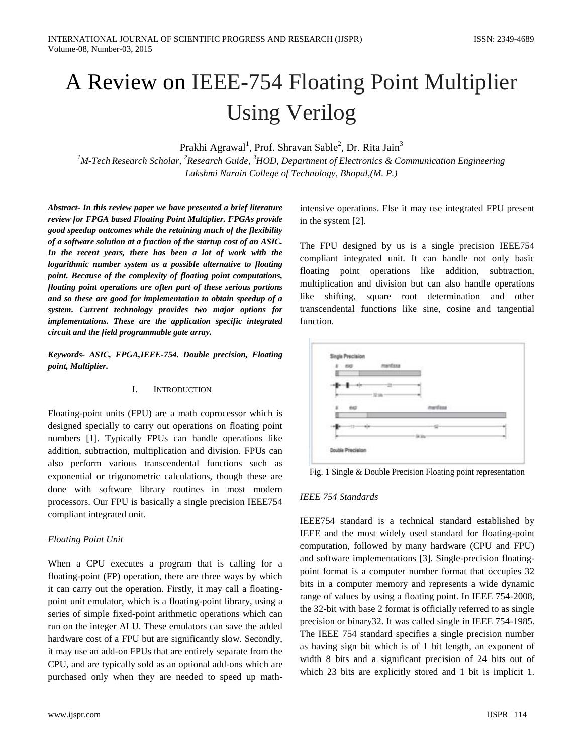# A Review on IEEE-754 Floating Point Multiplier Using Verilog

Prakhi Agrawal[1], Prof. Shravan Sable[2], Dr. Rita Jain[3]

[1]M-Tech Research Scholar, [2]Research Guide, [3]HOD, Department of Electronics & Communication Engineering
Lakshmi Narain College of Technology, Bhopal,(M. P.)

***Abstract- In this review paper we have presented a brief literature review for FPGA based Floating Point Multiplier. FPGAs provide good speedup outcomes while the retaining much of the flexibility of a software solution at a fraction of the startup cost of an ASIC. In the recent years, there has been a lot of work with the logarithmic number system as a possible alternative to floating point. Because of the complexity of floating point computations, floating point operations are often part of these serious portions and so these are good for implementation to obtain speedup of a system. Current technology provides two major options for implementations. These are the application specific integrated circuit and the field programmable gate array.***

***Keywords- ASIC, FPGA,IEEE-754. Double precision, Floating point, Multiplier.***

## I. INTRODUCTION

Floating-point units (FPU) are a math coprocessor which is designed specially to carry out operations on floating point numbers [1]. Typically FPUs can handle operations like addition, subtraction, multiplication and division. FPUs can also perform various transcendental functions such as exponential or trigonometric calculations, though these are done with software library routines in most modern processors. Our FPU is basically a single precision IEEE754 compliant integrated unit.

### *Floating Point Unit*

When a CPU executes a program that is calling for a floating-point (FP) operation, there are three ways by which it can carry out the operation. Firstly, it may call a floating-point unit emulator, which is a floating-point library, using a series of simple fixed-point arithmetic operations which can run on the integer ALU. These emulators can save the added hardware cost of a FPU but are significantly slow. Secondly, it may use an add-on FPUs that are entirely separate from the CPU, and are typically sold as an optional add-ons which are purchased only when they are needed to speed up math-intensive operations. Else it may use integrated FPU present in the system [2].

The FPU designed by us is a single precision IEEE754 compliant integrated unit. It can handle not only basic floating point operations like addition, subtraction, multiplication and division but can also handle operations like shifting, square root determination and other transcendental functions like sine, cosine and tangential function.

Fig. 1 Single & Double Precision Floating point representation

### *IEEE 754 Standards*

IEEE754 standard is a technical standard established by IEEE and the most widely used standard for floating-point computation, followed by many hardware (CPU and FPU) and software implementations [3]. Single-precision floating-point format is a computer number format that occupies 32 bits in a computer memory and represents a wide dynamic range of values by using a floating point. In IEEE 754-2008, the 32-bit with base 2 format is officially referred to as single precision or binary32. It was called single in IEEE 754-1985. The IEEE 754 standard specifies a single precision number as having sign bit which is of 1 bit length, an exponent of width 8 bits and a significant precision of 24 bits out of which 23 bits are explicitly stored and 1 bit is implicit 1.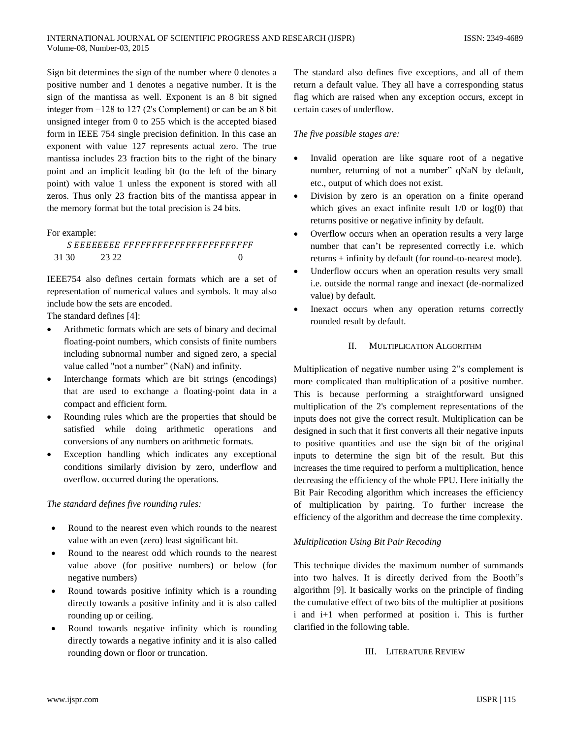Sign bit determines the sign of the number where 0 denotes a positive number and 1 denotes a negative number. It is the sign of the mantissa as well. Exponent is an 8 bit signed integer from −128 to 127 (2's Complement) or can be an 8 bit unsigned integer from 0 to 255 which is the accepted biased form in IEEE 754 single precision definition. In this case an exponent with value 127 represents actual zero. The true mantissa includes 23 fraction bits to the right of the binary point and an implicit leading bit (to the left of the binary point) with value 1 unless the exponent is stored with all zeros. Thus only 23 fraction bits of the mantissa appear in the memory format but the total precision is 24 bits.

For example:

$$S\ EEEEEEEE\ FFFFFFFFFFFFFFFFFFFFFFF$$

31 30 23 22 0

IEEE754 also defines certain formats which are a set of representation of numerical values and symbols. It may also include how the sets are encoded.

The standard defines [4]:

- Arithmetic formats which are sets of binary and decimal floating-point numbers, which consists of finite numbers including subnormal number and signed zero, a special value called "not a number" (NaN) and infinity.
- Interchange formats which are bit strings (encodings) that are used to exchange a floating-point data in a compact and efficient form.
- Rounding rules which are the properties that should be satisfied while doing arithmetic operations and conversions of any numbers on arithmetic formats.
- Exception handling which indicates any exceptional conditions similarly division by zero, underflow and overflow. occurred during the operations.

*The standard defines five rounding rules:*

- Round to the nearest even which rounds to the nearest value with an even (zero) least significant bit.
- Round to the nearest odd which rounds to the nearest value above (for positive numbers) or below (for negative numbers)
- Round towards positive infinity which is a rounding directly towards a positive infinity and it is also called rounding up or ceiling.
- Round towards negative infinity which is rounding directly towards a negative infinity and it is also called rounding down or floor or truncation.

The standard also defines five exceptions, and all of them return a default value. They all have a corresponding status flag which are raised when any exception occurs, except in certain cases of underflow.

*The five possible stages are:*

- Invalid operation are like square root of a negative number, returning of not a number" qNaN by default, etc., output of which does not exist.
- Division by zero is an operation on a finite operand which gives an exact infinite result 1/0 or log(0) that returns positive or negative infinity by default.
- Overflow occurs when an operation results a very large number that can't be represented correctly i.e. which returns ± infinity by default (for round-to-nearest mode).
- Underflow occurs when an operation results very small i.e. outside the normal range and inexact (de-normalized value) by default.
- Inexact occurs when any operation returns correctly rounded result by default.

## II. Multiplication Algorithm

Multiplication of negative number using 2"s complement is more complicated than multiplication of a positive number. This is because performing a straightforward unsigned multiplication of the 2's complement representations of the inputs does not give the correct result. Multiplication can be designed in such that it first converts all their negative inputs to positive quantities and use the sign bit of the original inputs to determine the sign bit of the result. But this increases the time required to perform a multiplication, hence decreasing the efficiency of the whole FPU. Here initially the Bit Pair Recoding algorithm which increases the efficiency of multiplication by pairing. To further increase the efficiency of the algorithm and decrease the time complexity.

### *Multiplication Using Bit Pair Recoding*

This technique divides the maximum number of summands into two halves. It is directly derived from the Booth"s algorithm [9]. It basically works on the principle of finding the cumulative effect of two bits of the multiplier at positions i and i+1 when performed at position i. This is further clarified in the following table.

## III. Literature Review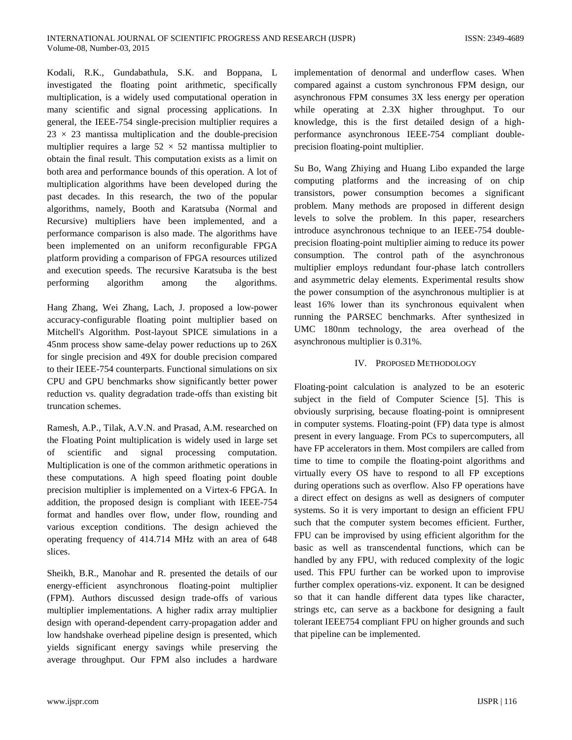Kodali, R.K., Gundabathula, S.K. and Boppana, L investigated the floating point arithmetic, specifically multiplication, is a widely used computational operation in many scientific and signal processing applications. In general, the IEEE-754 single-precision multiplier requires a $23 \times 23$ mantissa multiplication and the double-precision multiplier requires a large $52 \times 52$ mantissa multiplier to obtain the final result. This computation exists as a limit on both area and performance bounds of this operation. A lot of multiplication algorithms have been developed during the past decades. In this research, the two of the popular algorithms, namely, Booth and Karatsuba (Normal and Recursive) multipliers have been implemented, and a performance comparison is also made. The algorithms have been implemented on an uniform reconfigurable FPGA platform providing a comparison of FPGA resources utilized and execution speeds. The recursive Karatsuba is the best performing algorithm among the algorithms.

Hang Zhang, Wei Zhang, Lach, J. proposed a low-power accuracy-configurable floating point multiplier based on Mitchell's Algorithm. Post-layout SPICE simulations in a 45nm process show same-delay power reductions up to 26X for single precision and 49X for double precision compared to their IEEE-754 counterparts. Functional simulations on six CPU and GPU benchmarks show significantly better power reduction vs. quality degradation trade-offs than existing bit truncation schemes.

Ramesh, A.P., Tilak, A.V.N. and Prasad, A.M. researched on the Floating Point multiplication is widely used in large set of scientific and signal processing computation. Multiplication is one of the common arithmetic operations in these computations. A high speed floating point double precision multiplier is implemented on a Virtex-6 FPGA. In addition, the proposed design is compliant with IEEE-754 format and handles over flow, under flow, rounding and various exception conditions. The design achieved the operating frequency of 414.714 MHz with an area of 648 slices.

Sheikh, B.R., Manohar and R. presented the details of our energy-efficient asynchronous floating-point multiplier (FPM). Authors discussed design trade-offs of various multiplier implementations. A higher radix array multiplier design with operand-dependent carry-propagation adder and low handshake overhead pipeline design is presented, which yields significant energy savings while preserving the average throughput. Our FPM also includes a hardware implementation of denormal and underflow cases. When compared against a custom synchronous FPM design, our asynchronous FPM consumes 3X less energy per operation while operating at 2.3X higher throughput. To our knowledge, this is the first detailed design of a high-performance asynchronous IEEE-754 compliant double-precision floating-point multiplier.

Su Bo, Wang Zhiying and Huang Libo expanded the large computing platforms and the increasing of on chip transistors, power consumption becomes a significant problem. Many methods are proposed in different design levels to solve the problem. In this paper, researchers introduce asynchronous technique to an IEEE-754 double-precision floating-point multiplier aiming to reduce its power consumption. The control path of the asynchronous multiplier employs redundant four-phase latch controllers and asymmetric delay elements. Experimental results show the power consumption of the asynchronous multiplier is at least 16% lower than its synchronous equivalent when running the PARSEC benchmarks. After synthesized in UMC 180nm technology, the area overhead of the asynchronous multiplier is 0.31%.

## IV. Proposed Methodology

Floating-point calculation is analyzed to be an esoteric subject in the field of Computer Science [5]. This is obviously surprising, because floating-point is omnipresent in computer systems. Floating-point (FP) data type is almost present in every language. From PCs to supercomputers, all have FP accelerators in them. Most compilers are called from time to time to compile the floating-point algorithms and virtually every OS have to respond to all FP exceptions during operations such as overflow. Also FP operations have a direct effect on designs as well as designers of computer systems. So it is very important to design an efficient FPU such that the computer system becomes efficient. Further, FPU can be improvised by using efficient algorithm for the basic as well as transcendental functions, which can be handled by any FPU, with reduced complexity of the logic used. This FPU further can be worked upon to improvise further complex operations-viz. exponent. It can be designed so that it can handle different data types like character, strings etc, can serve as a backbone for designing a fault tolerant IEEE754 compliant FPU on higher grounds and such that pipeline can be implemented.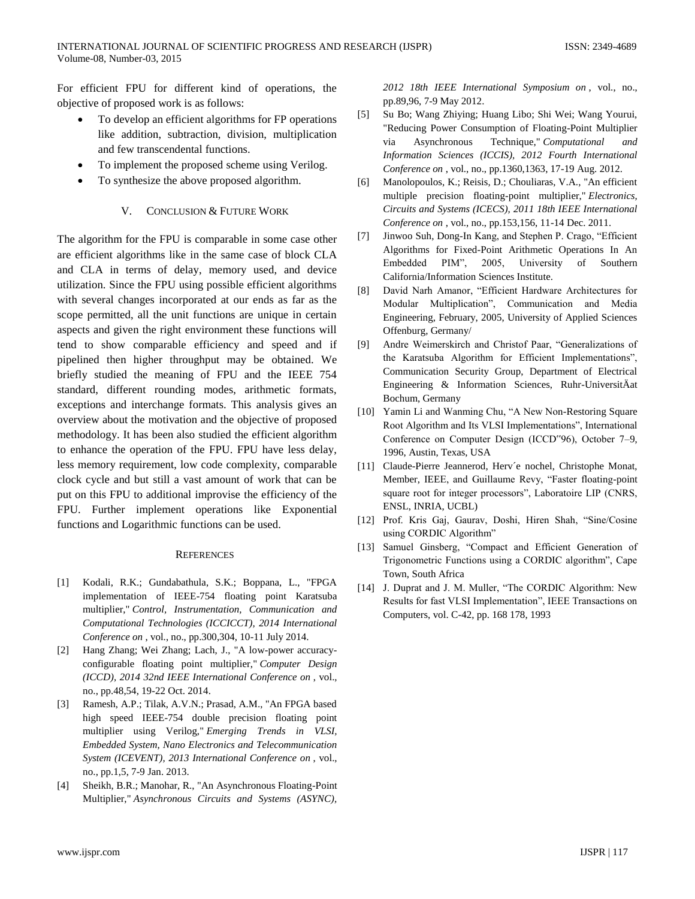For efficient FPU for different kind of operations, the objective of proposed work is as follows:

- To develop an efficient algorithms for FP operations like addition, subtraction, division, multiplication and few transcendental functions.
- To implement the proposed scheme using Verilog.
- To synthesize the above proposed algorithm.

## V. Conclusion & Future Work

The algorithm for the FPU is comparable in some case other are efficient algorithms like in the same case of block CLA and CLA in terms of delay, memory used, and device utilization. Since the FPU using possible efficient algorithms with several changes incorporated at our ends as far as the scope permitted, all the unit functions are unique in certain aspects and given the right environment these functions will tend to show comparable efficiency and speed and if pipelined then higher throughput may be obtained. We briefly studied the meaning of FPU and the IEEE 754 standard, different rounding modes, arithmetic formats, exceptions and interchange formats. This analysis gives an overview about the motivation and the objective of proposed methodology. It has been also studied the efficient algorithm to enhance the operation of the FPU. FPU have less delay, less memory requirement, low code complexity, comparable clock cycle and but still a vast amount of work that can be put on this FPU to additional improvise the efficiency of the FPU. Further implement operations like Exponential functions and Logarithmic functions can be used.

## References

[1] Kodali, R.K.; Gundabathula, S.K.; Boppana, L., "FPGA implementation of IEEE-754 floating point Karatsuba multiplier," *Control, Instrumentation, Communication and Computational Technologies (ICCICCT), 2014 International Conference on* , vol., no., pp.300,304, 10-11 July 2014.

[2] Hang Zhang; Wei Zhang; Lach, J., "A low-power accuracy-configurable floating point multiplier," *Computer Design (ICCD), 2014 32nd IEEE International Conference on* , vol., no., pp.48,54, 19-22 Oct. 2014.

[3] Ramesh, A.P.; Tilak, A.V.N.; Prasad, A.M., "An FPGA based high speed IEEE-754 double precision floating point multiplier using Verilog," *Emerging Trends in VLSI, Embedded System, Nano Electronics and Telecommunication System (ICEVENT), 2013 International Conference on* , vol., no., pp.1,5, 7-9 Jan. 2013.

[4] Sheikh, B.R.; Manohar, R., "An Asynchronous Floating-Point Multiplier," *Asynchronous Circuits and Systems (ASYNC), 2012 18th IEEE International Symposium on* , vol., no., pp.89,96, 7-9 May 2012.

[5] Su Bo; Wang Zhiying; Huang Libo; Shi Wei; Wang Yourui, "Reducing Power Consumption of Floating-Point Multiplier via Asynchronous Technique," *Computational and Information Sciences (ICCIS), 2012 Fourth International Conference on* , vol., no., pp.1360,1363, 17-19 Aug. 2012.

[6] Manolopoulos, K.; Reisis, D.; Chouliaras, V.A., "An efficient multiple precision floating-point multiplier," *Electronics, Circuits and Systems (ICECS), 2011 18th IEEE International Conference on* , vol., no., pp.153,156, 11-14 Dec. 2011.

[7] Jinwoo Suh, Dong-In Kang, and Stephen P. Crago, "Efficient Algorithms for Fixed-Point Arithmetic Operations In An Embedded PIM", 2005, University of Southern California/Information Sciences Institute.

[8] David Narh Amanor, "Efficient Hardware Architectures for Modular Multiplication", Communication and Media Engineering, February, 2005, University of Applied Sciences Offenburg, Germany/

[9] Andre Weimerskirch and Christof Paar, "Generalizations of the Karatsuba Algorithm for Efficient Implementations", Communication Security Group, Department of Electrical Engineering & Information Sciences, Ruhr-UniversitÄat Bochum, Germany

[10] Yamin Li and Wanming Chu, "A New Non-Restoring Square Root Algorithm and Its VLSI Implementations", International Conference on Computer Design (ICCD"96), October 7–9, 1996, Austin, Texas, USA

[11] Claude-Pierre Jeannerod, Herv´e nochel, Christophe Monat, Member, IEEE, and Guillaume Revy, "Faster floating-point square root for integer processors", Laboratoire LIP (CNRS, ENSL, INRIA, UCBL)

[12] Prof. Kris Gaj, Gaurav, Doshi, Hiren Shah, "Sine/Cosine using CORDIC Algorithm"

[13] Samuel Ginsberg, "Compact and Efficient Generation of Trigonometric Functions using a CORDIC algorithm", Cape Town, South Africa

[14] J. Duprat and J. M. Muller, "The CORDIC Algorithm: New Results for fast VLSI Implementation", IEEE Transactions on Computers, vol. C-42, pp. 168 178, 1993